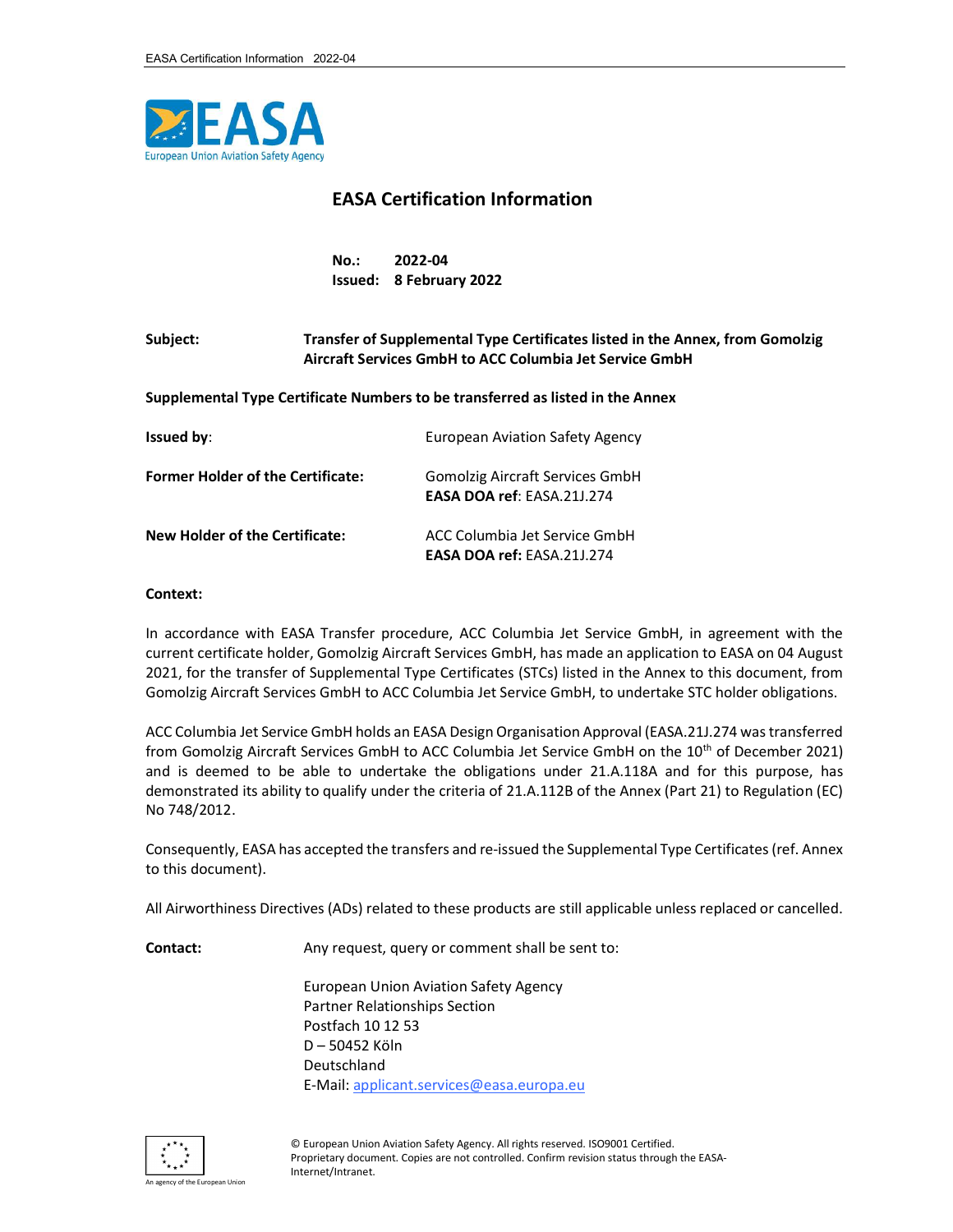# EASA Certification Information

**No.:** **2022-04**
**Issued:** **8 February 2022**

**Subject:** **Transfer of Supplemental Type Certificates listed in the Annex, from Gomolzig Aircraft Services GmbH to ACC Columbia Jet Service GmbH**

**Supplemental Type Certificate Numbers to be transferred as listed in the Annex**

**Issued by**: European Aviation Safety Agency

**Former Holder of the Certificate:** Gomolzig Aircraft Services GmbH
**EASA DOA ref**: EASA.21J.274

**New Holder of the Certificate:** ACC Columbia Jet Service GmbH
**EASA DOA ref:** EASA.21J.274

**Context:**

In accordance with EASA Transfer procedure, ACC Columbia Jet Service GmbH, in agreement with the current certificate holder, Gomolzig Aircraft Services GmbH, has made an application to EASA on 04 August 2021, for the transfer of Supplemental Type Certificates (STCs) listed in the Annex to this document, from Gomolzig Aircraft Services GmbH to ACC Columbia Jet Service GmbH, to undertake STC holder obligations.

ACC Columbia Jet Service GmbH holds an EASA Design Organisation Approval (EASA.21J.274 was transferred from Gomolzig Aircraft Services GmbH to ACC Columbia Jet Service GmbH on the 10th of December 2021) and is deemed to be able to undertake the obligations under 21.A.118A and for this purpose, has demonstrated its ability to qualify under the criteria of 21.A.112B of the Annex (Part 21) to Regulation (EC) No 748/2012.

Consequently, EASA has accepted the transfers and re-issued the Supplemental Type Certificates (ref. Annex to this document).

All Airworthiness Directives (ADs) related to these products are still applicable unless replaced or cancelled.

**Contact:** Any request, query or comment shall be sent to:

European Union Aviation Safety Agency
Partner Relationships Section
Postfach 10 12 53
D – 50452 Köln
Deutschland
E-Mail: applicant.services@easa.europa.eu

© European Union Aviation Safety Agency. All rights reserved. ISO9001 Certified.
Proprietary document. Copies are not controlled. Confirm revision status through the EASA-Internet/Intranet.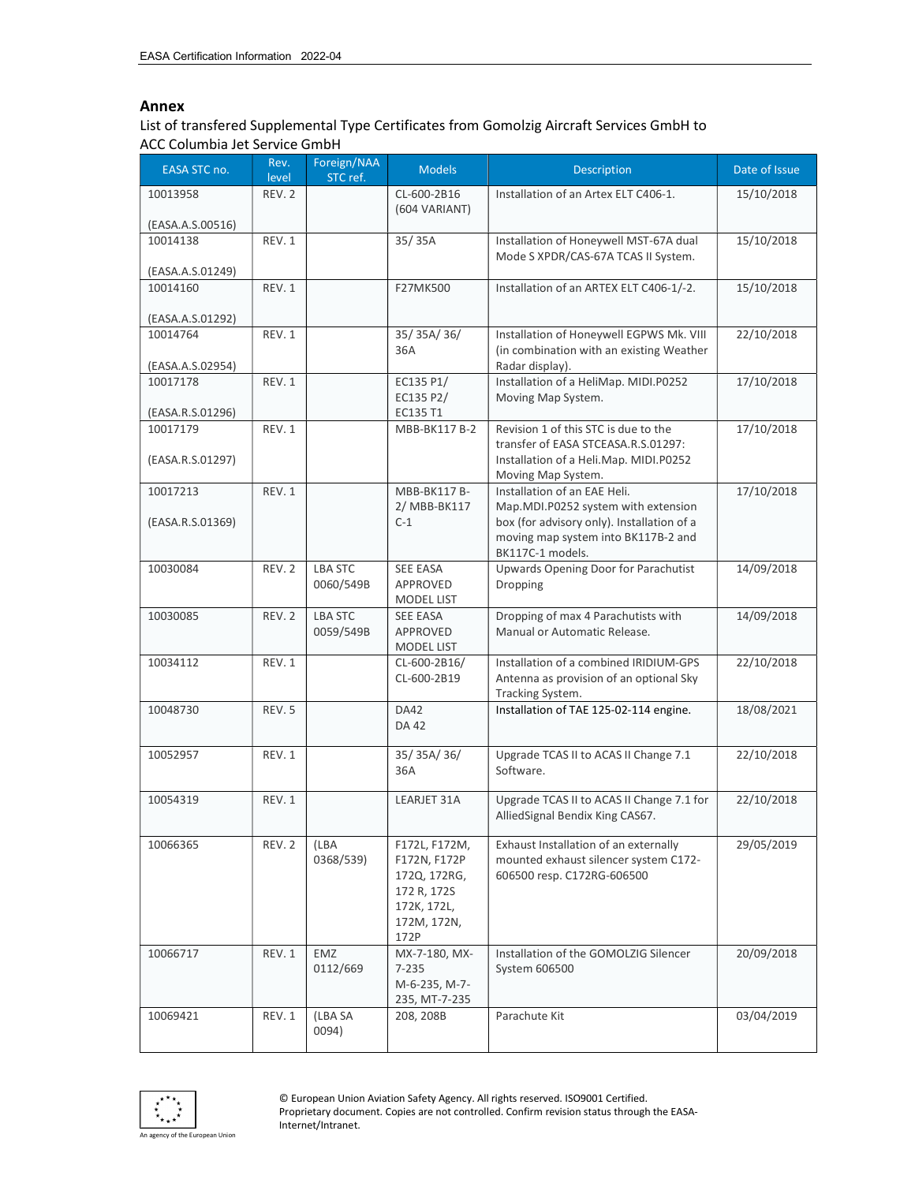## Annex

List of transfered Supplemental Type Certificates from Gomolzig Aircraft Services GmbH to ACC Columbia Jet Service GmbH

| EASA STC no. | Rev. level | Foreign/NAA STC ref. | Models | Description | Date of Issue |
|---|---|---|---|---|---|
| 10013958 (EASA.A.S.00516) | REV. 2 | | CL-600-2B16 (604 VARIANT) | Installation of an Artex ELT C406-1. | 15/10/2018 |
| 10014138 (EASA.A.S.01249) | REV. 1 | | 35/ 35A | Installation of Honeywell MST-67A dual Mode S XPDR/CAS-67A TCAS II System. | 15/10/2018 |
| 10014160 (EASA.A.S.01292) | REV. 1 | | F27MK500 | Installation of an ARTEX ELT C406-1/-2. | 15/10/2018 |
| 10014764 (EASA.A.S.02954) | REV. 1 | | 35/ 35A/ 36/ 36A | Installation of Honeywell EGPWS Mk. VIII (in combination with an existing Weather Radar display). | 22/10/2018 |
| 10017178 (EASA.R.S.01296) | REV. 1 | | EC135 P1/ EC135 P2/ EC135 T1 | Installation of a HeliMap. MIDI.P0252 Moving Map System. | 17/10/2018 |
| 10017179 (EASA.R.S.01297) | REV. 1 | | MBB-BK117 B-2 | Revision 1 of this STC is due to the transfer of EASA STCEASA.R.S.01297: Installation of a Heli.Map. MIDI.P0252 Moving Map System. | 17/10/2018 |
| 10017213 (EASA.R.S.01369) | REV. 1 | | MBB-BK117 B-2/ MBB-BK117 C-1 | Installation of an EAE Heli. Map.MDI.P0252 system with extension box (for advisory only). Installation of a moving map system into BK117B-2 and BK117C-1 models. | 17/10/2018 |
| 10030084 | REV. 2 | LBA STC 0060/549B | SEE EASA APPROVED MODEL LIST | Upwards Opening Door for Parachutist Dropping | 14/09/2018 |
| 10030085 | REV. 2 | LBA STC 0059/549B | SEE EASA APPROVED MODEL LIST | Dropping of max 4 Parachutists with Manual or Automatic Release. | 14/09/2018 |
| 10034112 | REV. 1 | | CL-600-2B16/ CL-600-2B19 | Installation of a combined IRIDIUM-GPS Antenna as provision of an optional Sky Tracking System. | 22/10/2018 |
| 10048730 | REV. 5 | | DA42 DA 42 | Installation of TAE 125-02-114 engine. | 18/08/2021 |
| 10052957 | REV. 1 | | 35/ 35A/ 36/ 36A | Upgrade TCAS II to ACAS II Change 7.1 Software. | 22/10/2018 |
| 10054319 | REV. 1 | | LEARJET 31A | Upgrade TCAS II to ACAS II Change 7.1 for AlliedSignal Bendix King CAS67. | 22/10/2018 |
| 10066365 | REV. 2 | (LBA 0368/539) | F172L, F172M, F172N, F172P 172Q, 172RG, 172 R, 172S 172K, 172L, 172M, 172N, 172P | Exhaust Installation of an externally mounted exhaust silencer system C172-606500 resp. C172RG-606500 | 29/05/2019 |
| 10066717 | REV. 1 | EMZ 0112/669 | MX-7-180, MX-7-235 M-6-235, M-7-235, MT-7-235 | Installation of the GOMOLZIG Silencer System 606500 | 20/09/2018 |
| 10069421 | REV. 1 | (LBA SA 0094) | 208, 208B | Parachute Kit | 03/04/2019 |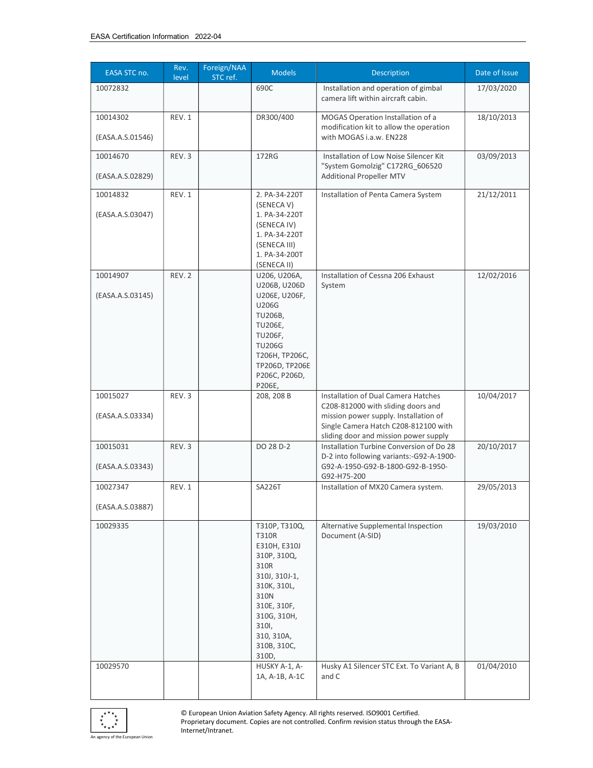| EASA STC no. | Rev. level | Foreign/NAA STC ref. | Models | Description | Date of Issue |
|---|---|---|---|---|---|
| 10072832 | | | 690C | Installation and operation of gimbal camera lift within aircraft cabin. | 17/03/2020 |
| 10014302 (EASA.A.S.01546) | REV. 1 | | DR300/400 | MOGAS Operation Installation of a modification kit to allow the operation with MOGAS i.a.w. EN228 | 18/10/2013 |
| 10014670 (EASA.A.S.02829) | REV. 3 | | 172RG | Installation of Low Noise Silencer Kit "System Gomolzig" C172RG_606520 Additional Propeller MTV | 03/09/2013 |
| 10014832 (EASA.A.S.03047) | REV. 1 | | 2. PA-34-220T (SENECA V) 1. PA-34-220T (SENECA IV) 1. PA-34-220T (SENECA III) 1. PA-34-200T (SENECA II) | Installation of Penta Camera System | 21/12/2011 |
| 10014907 (EASA.A.S.03145) | REV. 2 | | U206, U206A, U206B, U206D U206E, U206F, U206G TU206B, TU206E, TU206F, TU206G T206H, TP206C, TP206D, TP206E P206C, P206D, P206E, | Installation of Cessna 206 Exhaust System | 12/02/2016 |
| 10015027 (EASA.A.S.03334) | REV. 3 | | 208, 208 B | Installation of Dual Camera Hatches C208-812000 with sliding doors and mission power supply. Installation of Single Camera Hatch C208-812100 with sliding door and mission power supply | 10/04/2017 |
| 10015031 (EASA.A.S.03343) | REV. 3 | | DO 28 D-2 | Installation Turbine Conversion of Do 28 D-2 into following variants:-G92-A-1900-G92-A-1950-G92-B-1800-G92-B-1950-G92-H75-200 | 20/10/2017 |
| 10027347 (EASA.A.S.03887) | REV. 1 | | SA226T | Installation of MX20 Camera system. | 29/05/2013 |
| 10029335 | | | T310P, T310Q, T310R E310H, E310J 310P, 310Q, 310R 310J, 310J-1, 310K, 310L, 310N 310E, 310F, 310G, 310H, 310I, 310, 310A, 310B, 310C, 310D, | Alternative Supplemental Inspection Document (A-SID) | 19/03/2010 |
| 10029570 | | | HUSKY A-1, A-1A, A-1B, A-1C | Husky A1 Silencer STC Ext. To Variant A, B and C | 01/04/2010 |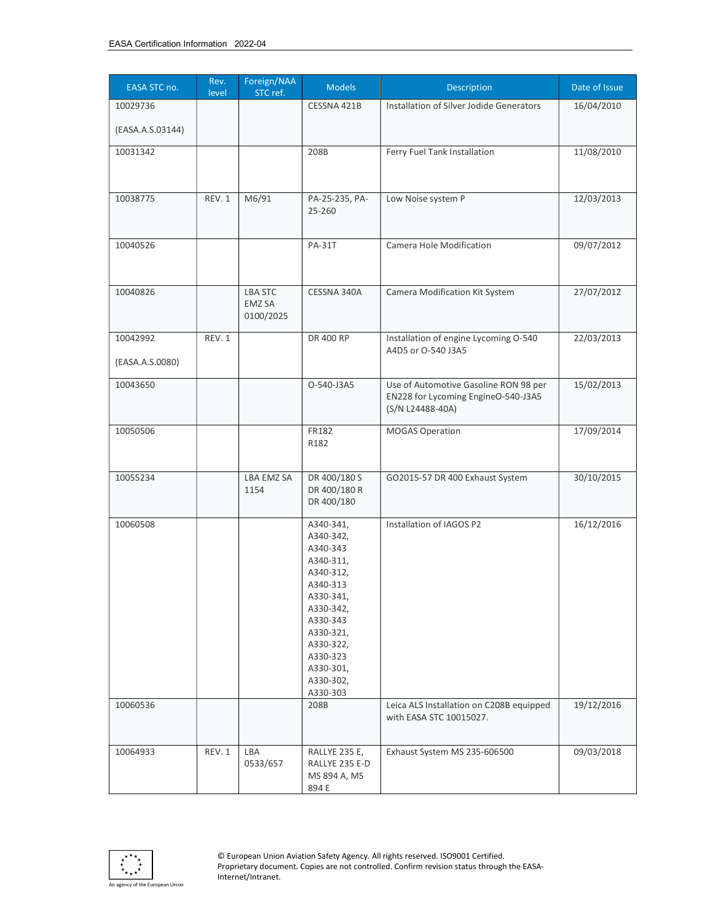| EASA STC no. | Rev. level | Foreign/NAA STC ref. | Models | Description | Date of Issue |
|---|---|---|---|---|---|
| 10029736<br><br>(EASA.A.S.03144) | | | CESSNA 421B | Installation of Silver Jodide Generators | 16/04/2010 |
| 10031342 | | | 208B | Ferry Fuel Tank Installation | 11/08/2010 |
| 10038775 | REV. 1 | M6/91 | PA-25-235, PA-25-260 | Low Noise system P | 12/03/2013 |
| 10040526 | | | PA-31T | Camera Hole Modification | 09/07/2012 |
| 10040826 | | LBA STC EMZ SA 0100/2025 | CESSNA 340A | Camera Modification Kit System | 27/07/2012 |
| 10042992<br><br>(EASA.A.S.0080) | REV. 1 | | DR 400 RP | Installation of engine Lycoming O-540 A4D5 or O-540 J3A5 | 22/03/2013 |
| 10043650 | | | O-540-J3A5 | Use of Automotive Gasoline RON 98 per EN228 for Lycoming EngineO-540-J3A5 (S/N L24488-40A) | 15/02/2013 |
| 10050506 | | | FR182<br>R182 | MOGAS Operation | 17/09/2014 |
| 10055234 | | LBA EMZ SA 1154 | DR 400/180 S<br>DR 400/180 R<br>DR 400/180 | GO2015-57 DR 400 Exhaust System | 30/10/2015 |
| 10060508 | | | A340-341,<br>A340-342,<br>A340-343<br>A340-311,<br>A340-312,<br>A340-313<br>A330-341,<br>A330-342,<br>A330-343<br>A330-321,<br>A330-322,<br>A330-323<br>A330-301,<br>A330-302,<br>A330-303 | Installation of IAGOS P2 | 16/12/2016 |
| 10060536 | | | 208B | Leica ALS Installation on C208B equipped with EASA STC 10015027. | 19/12/2016 |
| 10064933 | REV. 1 | LBA 0533/657 | RALLYE 235 E,<br>RALLYE 235 E-D<br>MS 894 A, MS 894 E | Exhaust System MS 235-606500 | 09/03/2018 |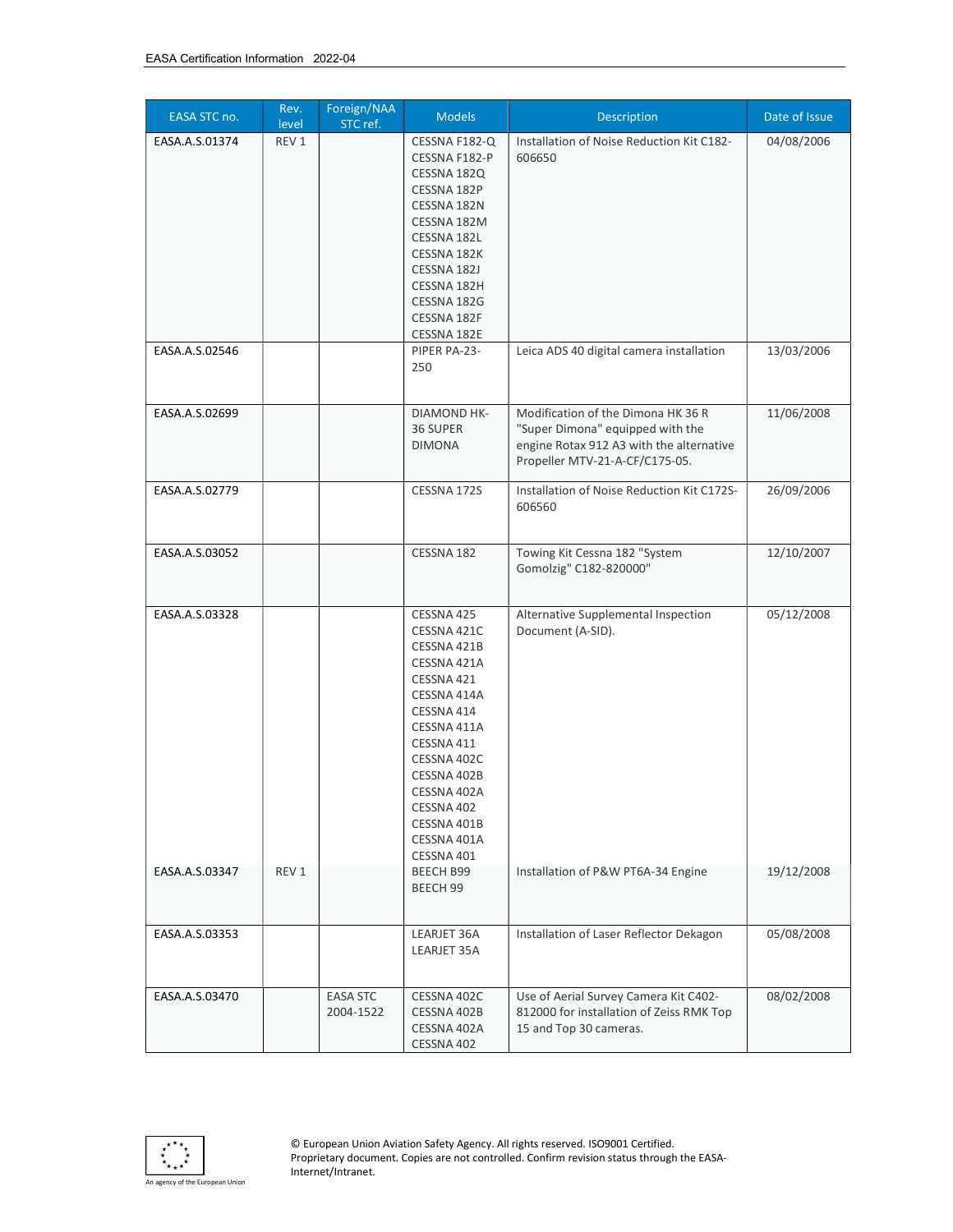| EASA STC no. | Rev. level | Foreign/NAA STC ref. | Models | Description | Date of Issue |
|---|---|---|---|---|---|
| EASA.A.S.01374 | REV 1 | | CESSNA F182-Q<br>CESSNA F182-P<br>CESSNA 182Q<br>CESSNA 182P<br>CESSNA 182N<br>CESSNA 182M<br>CESSNA 182L<br>CESSNA 182K<br>CESSNA 182J<br>CESSNA 182H<br>CESSNA 182G<br>CESSNA 182F<br>CESSNA 182E | Installation of Noise Reduction Kit C182-606650 | 04/08/2006 |
| EASA.A.S.02546 | | | PIPER PA-23-250 | Leica ADS 40 digital camera installation | 13/03/2006 |
| EASA.A.S.02699 | | | DIAMOND HK-36 SUPER DIMONA | Modification of the Dimona HK 36 R "Super Dimona" equipped with the engine Rotax 912 A3 with the alternative Propeller MTV-21-A-CF/C175-05. | 11/06/2008 |
| EASA.A.S.02779 | | | CESSNA 172S | Installation of Noise Reduction Kit C172S-606560 | 26/09/2006 |
| EASA.A.S.03052 | | | CESSNA 182 | Towing Kit Cessna 182 "System Gomolzig" C182-820000" | 12/10/2007 |
| EASA.A.S.03328 | | | CESSNA 425<br>CESSNA 421C<br>CESSNA 421B<br>CESSNA 421A<br>CESSNA 421<br>CESSNA 414A<br>CESSNA 414<br>CESSNA 411A<br>CESSNA 411<br>CESSNA 402C<br>CESSNA 402B<br>CESSNA 402A<br>CESSNA 402<br>CESSNA 401B<br>CESSNA 401A<br>CESSNA 401 | Alternative Supplemental Inspection Document (A-SID). | 05/12/2008 |
| EASA.A.S.03347 | REV 1 | | BEECH B99<br>BEECH 99 | Installation of P&W PT6A-34 Engine | 19/12/2008 |
| EASA.A.S.03353 | | | LEARJET 36A<br>LEARJET 35A | Installation of Laser Reflector Dekagon | 05/08/2008 |
| EASA.A.S.03470 | | EASA STC 2004-1522 | CESSNA 402C<br>CESSNA 402B<br>CESSNA 402A<br>CESSNA 402 | Use of Aerial Survey Camera Kit C402-812000 for installation of Zeiss RMK Top 15 and Top 30 cameras. | 08/02/2008 |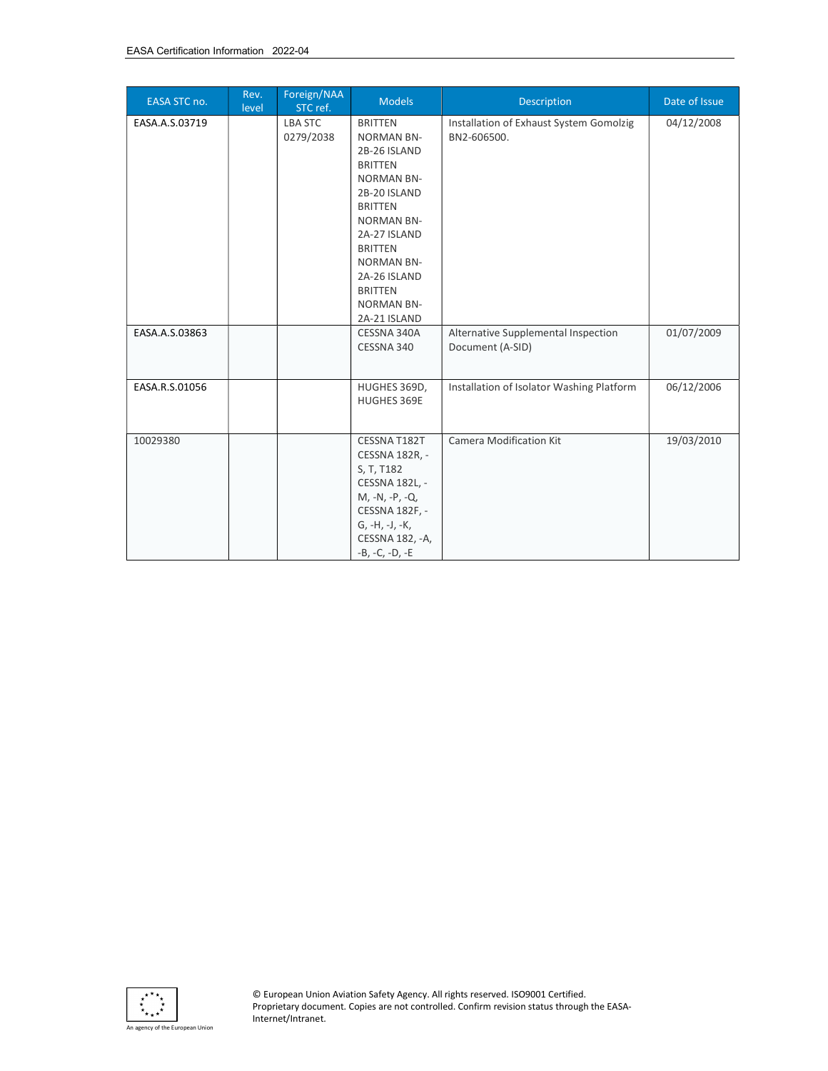| EASA STC no. | Rev. level | Foreign/NAA STC ref. | Models | Description | Date of Issue |
|---|---|---|---|---|---|
| EASA.A.S.03719 | | LBA STC 0279/2038 | BRITTEN NORMAN BN-2B-26 ISLAND BRITTEN NORMAN BN-2B-20 ISLAND BRITTEN NORMAN BN-2A-27 ISLAND BRITTEN NORMAN BN-2A-26 ISLAND BRITTEN NORMAN BN-2A-21 ISLAND | Installation of Exhaust System Gomolzig BN2-606500. | 04/12/2008 |
| EASA.A.S.03863 | | | CESSNA 340A CESSNA 340 | Alternative Supplemental Inspection Document (A-SID) | 01/07/2009 |
| EASA.R.S.01056 | | | HUGHES 369D, HUGHES 369E | Installation of Isolator Washing Platform | 06/12/2006 |
| 10029380 | | | CESSNA T182T CESSNA 182R, -S, T, T182 CESSNA 182L, -M, -N, -P, -Q, CESSNA 182F, -G, -H, -J, -K, CESSNA 182, -A, -B, -C, -D, -E | Camera Modification Kit | 19/03/2010 |